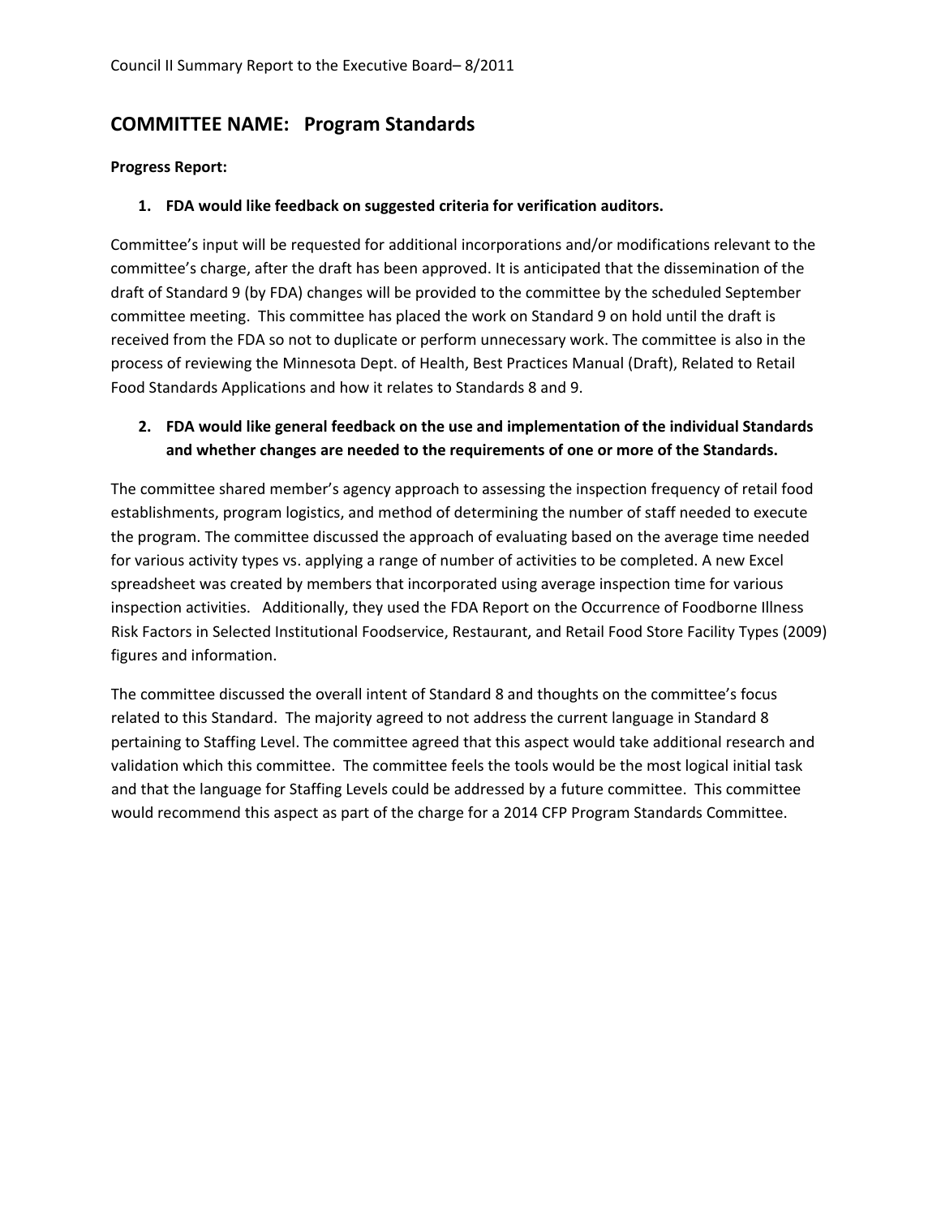Council II Summary Report to the Executive Board– 8/2011

## COMMITTEE NAME: Program Standards

**Progress Report:**

1. **FDA would like feedback on suggested criteria for verification auditors.**

Committee's input will be requested for additional incorporations and/or modifications relevant to the committee's charge, after the draft has been approved. It is anticipated that the dissemination of the draft of Standard 9 (by FDA) changes will be provided to the committee by the scheduled September committee meeting. This committee has placed the work on Standard 9 on hold until the draft is received from the FDA so not to duplicate or perform unnecessary work. The committee is also in the process of reviewing the Minnesota Dept. of Health, Best Practices Manual (Draft), Related to Retail Food Standards Applications and how it relates to Standards 8 and 9.

2. **FDA would like general feedback on the use and implementation of the individual Standards and whether changes are needed to the requirements of one or more of the Standards.**

The committee shared member's agency approach to assessing the inspection frequency of retail food establishments, program logistics, and method of determining the number of staff needed to execute the program. The committee discussed the approach of evaluating based on the average time needed for various activity types vs. applying a range of number of activities to be completed. A new Excel spreadsheet was created by members that incorporated using average inspection time for various inspection activities. Additionally, they used the FDA Report on the Occurrence of Foodborne Illness Risk Factors in Selected Institutional Foodservice, Restaurant, and Retail Food Store Facility Types (2009) figures and information.

The committee discussed the overall intent of Standard 8 and thoughts on the committee's focus related to this Standard. The majority agreed to not address the current language in Standard 8 pertaining to Staffing Level. The committee agreed that this aspect would take additional research and validation which this committee. The committee feels the tools would be the most logical initial task and that the language for Staffing Levels could be addressed by a future committee. This committee would recommend this aspect as part of the charge for a 2014 CFP Program Standards Committee.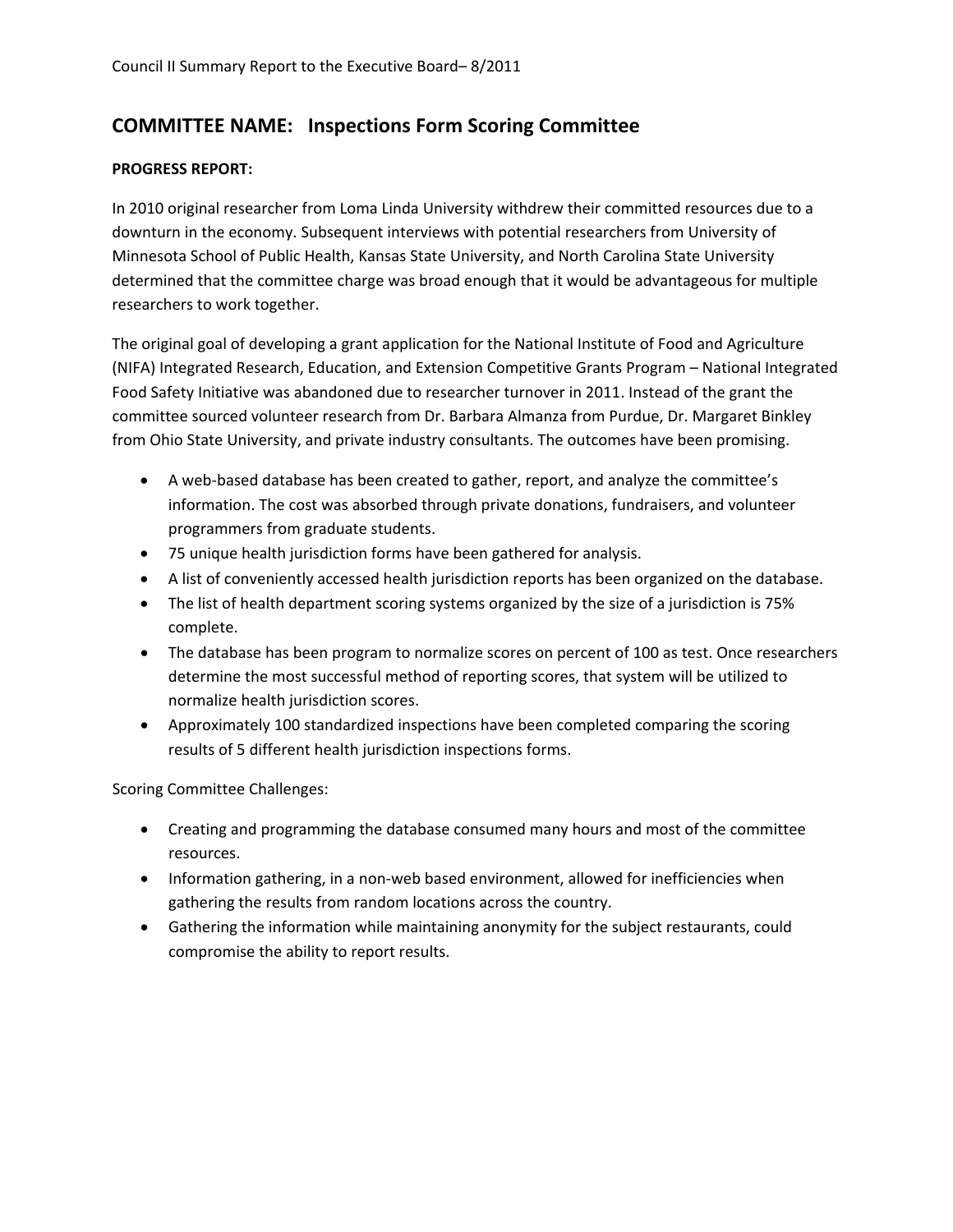## COMMITTEE NAME: Inspections Form Scoring Committee

**PROGRESS REPORT:**

In 2010 original researcher from Loma Linda University withdrew their committed resources due to a downturn in the economy. Subsequent interviews with potential researchers from University of Minnesota School of Public Health, Kansas State University, and North Carolina State University determined that the committee charge was broad enough that it would be advantageous for multiple researchers to work together.

The original goal of developing a grant application for the National Institute of Food and Agriculture (NIFA) Integrated Research, Education, and Extension Competitive Grants Program – National Integrated Food Safety Initiative was abandoned due to researcher turnover in 2011. Instead of the grant the committee sourced volunteer research from Dr. Barbara Almanza from Purdue, Dr. Margaret Binkley from Ohio State University, and private industry consultants. The outcomes have been promising.

- A web-based database has been created to gather, report, and analyze the committee's information. The cost was absorbed through private donations, fundraisers, and volunteer programmers from graduate students.
- 75 unique health jurisdiction forms have been gathered for analysis.
- A list of conveniently accessed health jurisdiction reports has been organized on the database.
- The list of health department scoring systems organized by the size of a jurisdiction is 75% complete.
- The database has been program to normalize scores on percent of 100 as test. Once researchers determine the most successful method of reporting scores, that system will be utilized to normalize health jurisdiction scores.
- Approximately 100 standardized inspections have been completed comparing the scoring results of 5 different health jurisdiction inspections forms.

Scoring Committee Challenges:

- Creating and programming the database consumed many hours and most of the committee resources.
- Information gathering, in a non-web based environment, allowed for inefficiencies when gathering the results from random locations across the country.
- Gathering the information while maintaining anonymity for the subject restaurants, could compromise the ability to report results.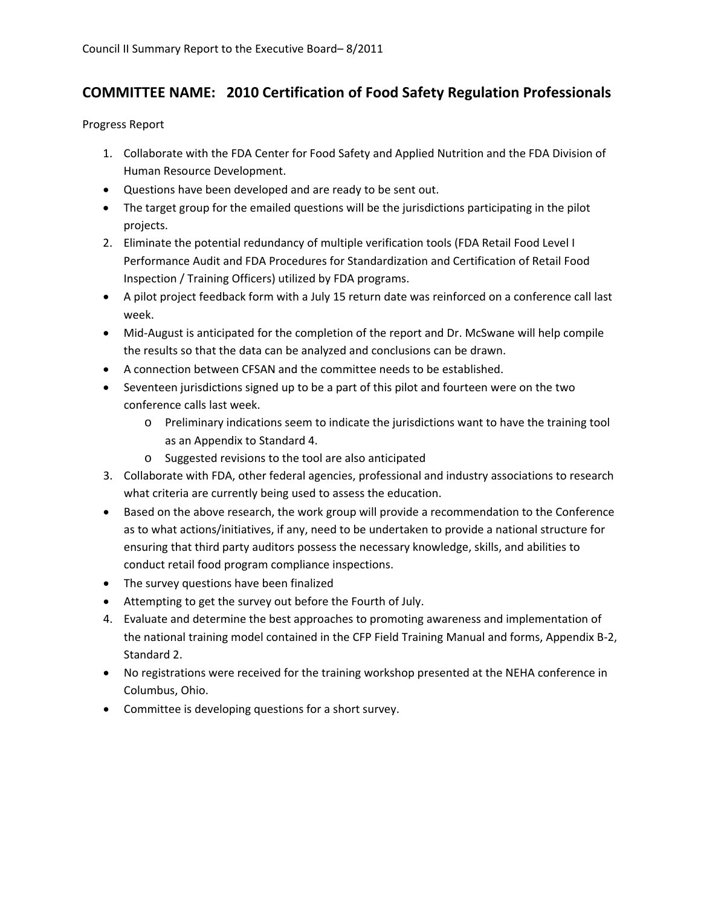## COMMITTEE NAME: 2010 Certification of Food Safety Regulation Professionals

Progress Report

1. Collaborate with the FDA Center for Food Safety and Applied Nutrition and the FDA Division of Human Resource Development.

- Questions have been developed and are ready to be sent out.
- The target group for the emailed questions will be the jurisdictions participating in the pilot projects.

2. Eliminate the potential redundancy of multiple verification tools (FDA Retail Food Level I Performance Audit and FDA Procedures for Standardization and Certification of Retail Food Inspection / Training Officers) utilized by FDA programs.

- A pilot project feedback form with a July 15 return date was reinforced on a conference call last week.
- Mid-August is anticipated for the completion of the report and Dr. McSwane will help compile the results so that the data can be analyzed and conclusions can be drawn.
- A connection between CFSAN and the committee needs to be established.
- Seventeen jurisdictions signed up to be a part of this pilot and fourteen were on the two conference calls last week.
  - Preliminary indications seem to indicate the jurisdictions want to have the training tool as an Appendix to Standard 4.
  - Suggested revisions to the tool are also anticipated

3. Collaborate with FDA, other federal agencies, professional and industry associations to research what criteria are currently being used to assess the education.

- Based on the above research, the work group will provide a recommendation to the Conference as to what actions/initiatives, if any, need to be undertaken to provide a national structure for ensuring that third party auditors possess the necessary knowledge, skills, and abilities to conduct retail food program compliance inspections.
- The survey questions have been finalized
- Attempting to get the survey out before the Fourth of July.

4. Evaluate and determine the best approaches to promoting awareness and implementation of the national training model contained in the CFP Field Training Manual and forms, Appendix B-2, Standard 2.

- No registrations were received for the training workshop presented at the NEHA conference in Columbus, Ohio.
- Committee is developing questions for a short survey.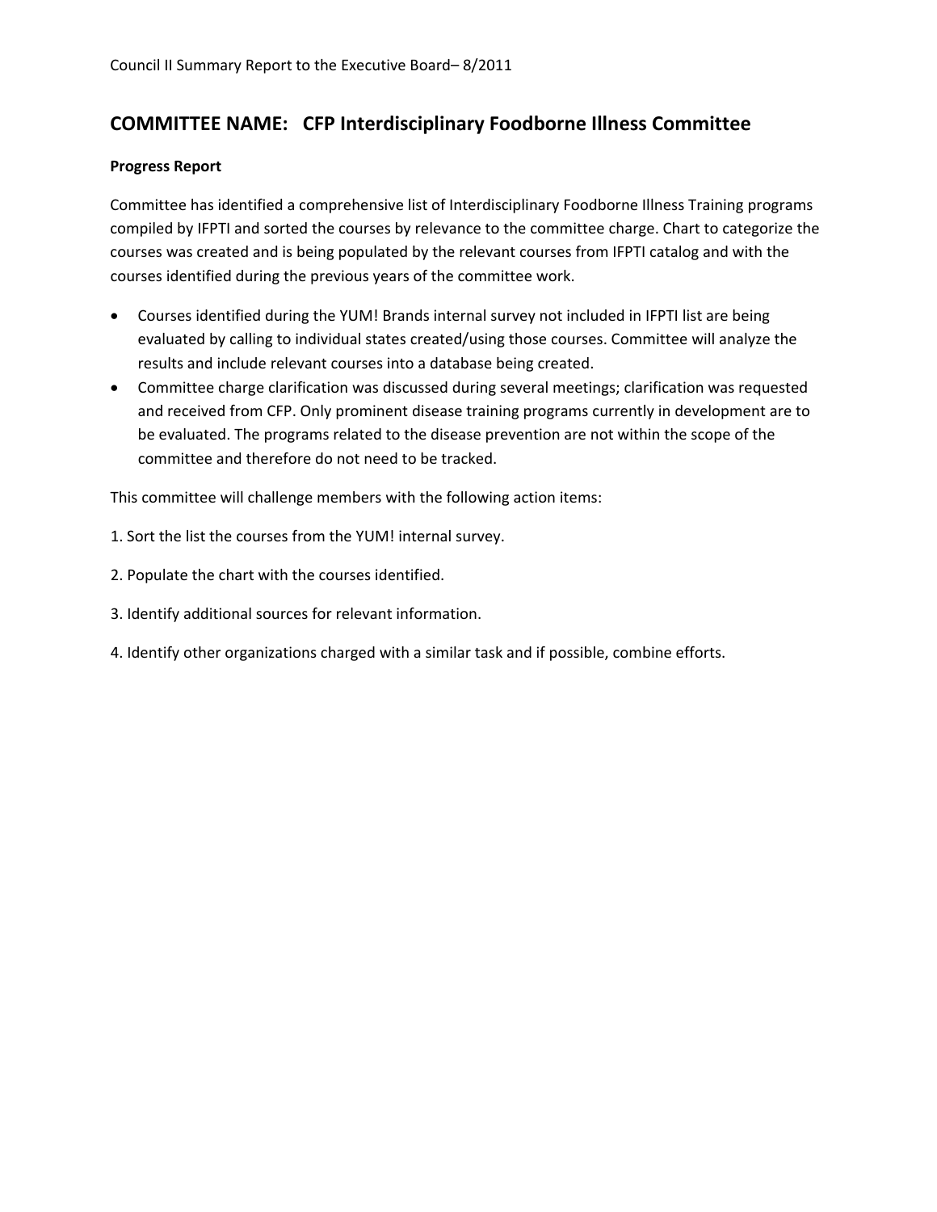## COMMITTEE NAME: CFP Interdisciplinary Foodborne Illness Committee

**Progress Report**

Committee has identified a comprehensive list of Interdisciplinary Foodborne Illness Training programs compiled by IFPTI and sorted the courses by relevance to the committee charge. Chart to categorize the courses was created and is being populated by the relevant courses from IFPTI catalog and with the courses identified during the previous years of the committee work.

- Courses identified during the YUM! Brands internal survey not included in IFPTI list are being evaluated by calling to individual states created/using those courses. Committee will analyze the results and include relevant courses into a database being created.
- Committee charge clarification was discussed during several meetings; clarification was requested and received from CFP. Only prominent disease training programs currently in development are to be evaluated. The programs related to the disease prevention are not within the scope of the committee and therefore do not need to be tracked.

This committee will challenge members with the following action items:

1. Sort the list the courses from the YUM! internal survey.

2. Populate the chart with the courses identified.

3. Identify additional sources for relevant information.

4. Identify other organizations charged with a similar task and if possible, combine efforts.